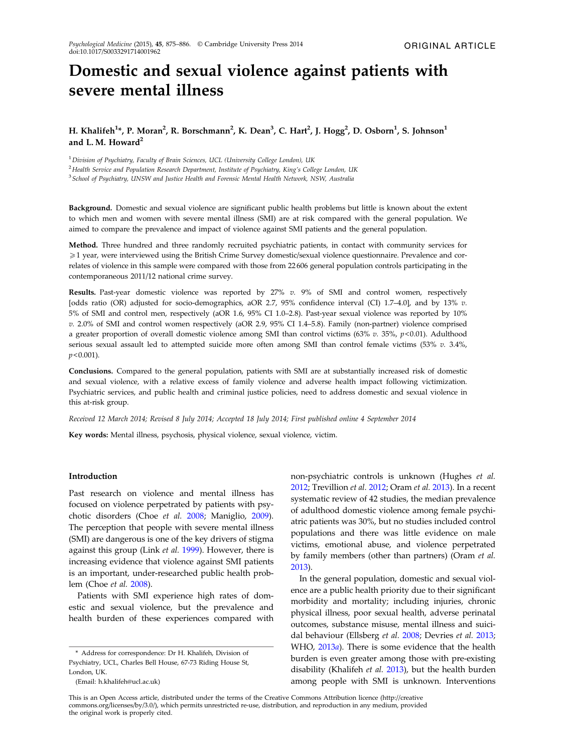ORIGINAL ARTICLE

# Domestic and sexual violence against patients with severe mental illness

**H. Khalifeh[1]*, P. Moran[2], R. Borschmann[2], K. Dean[3], C. Hart[2], J. Hogg[2], D. Osborn[1], S. Johnson[1] and L. M. Howard[2]**

[1] *Division of Psychiatry, Faculty of Brain Sciences, UCL (University College London), UK*
[2] *Health Service and Population Research Department, Institute of Psychiatry, King's College London, UK*
[3] *School of Psychiatry, UNSW and Justice Health and Forensic Mental Health Network, NSW, Australia*

**Background.** Domestic and sexual violence are significant public health problems but little is known about the extent to which men and women with severe mental illness (SMI) are at risk compared with the general population. We aimed to compare the prevalence and impact of violence against SMI patients and the general population.

**Method.** Three hundred and three randomly recruited psychiatric patients, in contact with community services for ⩾1 year, were interviewed using the British Crime Survey domestic/sexual violence questionnaire. Prevalence and correlates of violence in this sample were compared with those from 22 606 general population controls participating in the contemporaneous 2011/12 national crime survey.

**Results.** Past-year domestic violence was reported by 27% *v.* 9% of SMI and control women, respectively [odds ratio (OR) adjusted for socio-demographics, aOR 2.7, 95% confidence interval (CI) 1.7–4.0], and by 13% *v.* 5% of SMI and control men, respectively (aOR 1.6, 95% CI 1.0–2.8). Past-year sexual violence was reported by 10% *v.* 2.0% of SMI and control women respectively (aOR 2.9, 95% CI 1.4–5.8). Family (non-partner) violence comprised a greater proportion of overall domestic violence among SMI than control victims (63% *v.* 35%, $p<0.01$). Adulthood serious sexual assault led to attempted suicide more often among SMI than control female victims (53% *v.* 3.4%, $p<0.001$).

**Conclusions.** Compared to the general population, patients with SMI are at substantially increased risk of domestic and sexual violence, with a relative excess of family violence and adverse health impact following victimization. Psychiatric services, and public health and criminal justice policies, need to address domestic and sexual violence in this at-risk group.

*Received 12 March 2014; Revised 8 July 2014; Accepted 18 July 2014; First published online 4 September 2014*

**Key words:** Mental illness, psychosis, physical violence, sexual violence, victim.

## Introduction

Past research on violence and mental illness has focused on violence perpetrated by patients with psychotic disorders (Choe *et al.* 2008; Maniglio, 2009). The perception that people with severe mental illness (SMI) are dangerous is one of the key drivers of stigma against this group (Link *et al.* 1999). However, there is increasing evidence that violence against SMI patients is an important, under-researched public health problem (Choe *et al.* 2008).

Patients with SMI experience high rates of domestic and sexual violence, but the prevalence and health burden of these experiences compared with non-psychiatric controls is unknown (Hughes *et al.* 2012; Trevillion *et al.* 2012; Oram *et al.* 2013). In a recent systematic review of 42 studies, the median prevalence of adulthood domestic violence among female psychiatric patients was 30%, but no studies included control populations and there was little evidence on male victims, emotional abuse, and violence perpetrated by family members (other than partners) (Oram *et al.* 2013).

In the general population, domestic and sexual violence are a public health priority due to their significant morbidity and mortality; including injuries, chronic physical illness, poor sexual health, adverse perinatal outcomes, substance misuse, mental illness and suicidal behaviour (Ellsberg *et al.* 2008; Devries *et al.* 2013; WHO, 2013*a*). There is some evidence that the health burden is even greater among those with pre-existing disability (Khalifeh *et al.* 2013), but the health burden among people with SMI is unknown. Interventions

\* Address for correspondence: Dr H. Khalifeh, Division of Psychiatry, UCL, Charles Bell House, 67-73 Riding House St, London, UK.

(Email: h.khalifeh@ucl.ac.uk)

This is an Open Access article, distributed under the terms of the Creative Commons Attribution licence (http://creativecommons.org/licenses/by/3.0/), which permits unrestricted re-use, distribution, and reproduction in any medium, provided the original work is properly cited.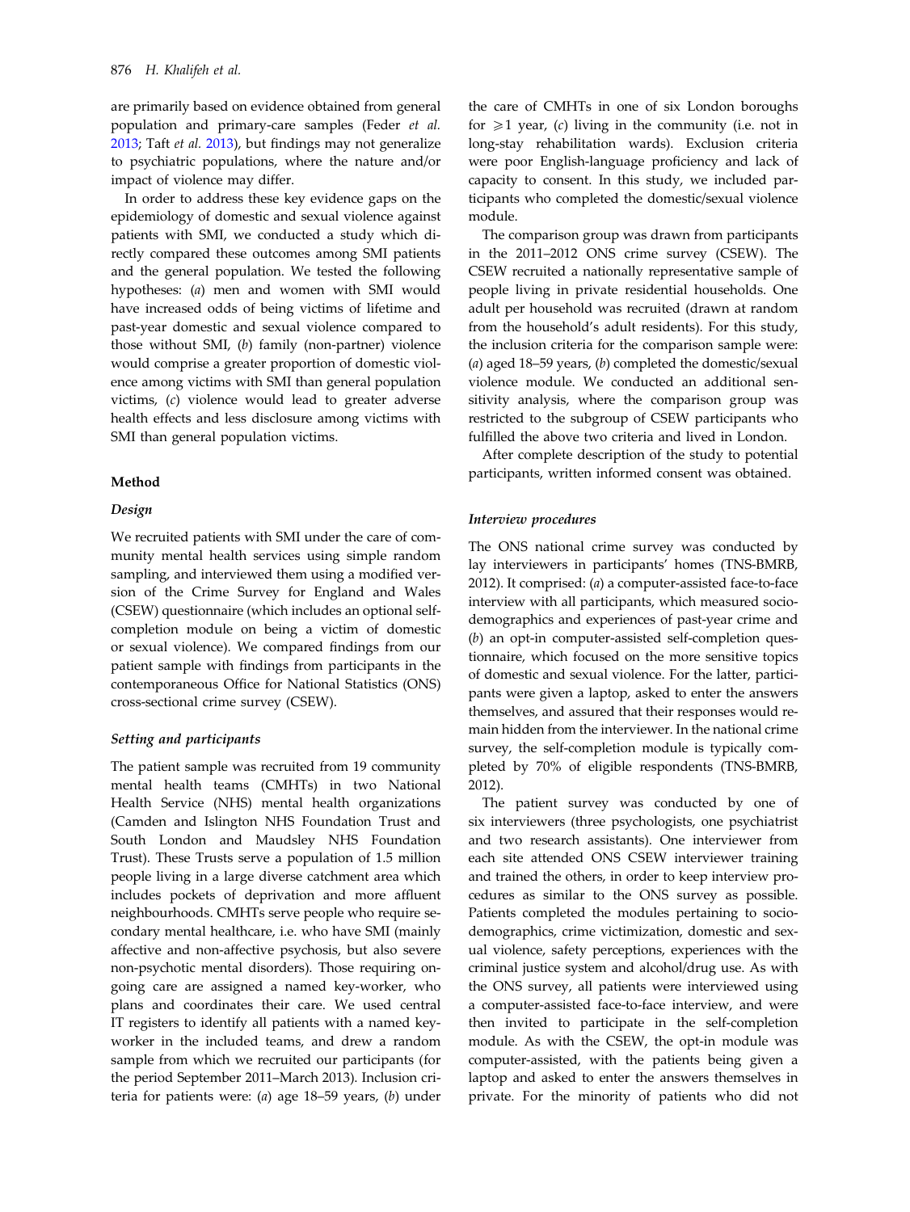are primarily based on evidence obtained from general population and primary-care samples (Feder *et al.* 2013; Taft *et al.* 2013), but findings may not generalize to psychiatric populations, where the nature and/or impact of violence may differ.

In order to address these key evidence gaps on the epidemiology of domestic and sexual violence against patients with SMI, we conducted a study which directly compared these outcomes among SMI patients and the general population. We tested the following hypotheses: (*a*) men and women with SMI would have increased odds of being victims of lifetime and past-year domestic and sexual violence compared to those without SMI, (*b*) family (non-partner) violence would comprise a greater proportion of domestic violence among victims with SMI than general population victims, (*c*) violence would lead to greater adverse health effects and less disclosure among victims with SMI than general population victims.

## Method

### Design

We recruited patients with SMI under the care of community mental health services using simple random sampling, and interviewed them using a modified version of the Crime Survey for England and Wales (CSEW) questionnaire (which includes an optional self-completion module on being a victim of domestic or sexual violence). We compared findings from our patient sample with findings from participants in the contemporaneous Office for National Statistics (ONS) cross-sectional crime survey (CSEW).

### Setting and participants

The patient sample was recruited from 19 community mental health teams (CMHTs) in two National Health Service (NHS) mental health organizations (Camden and Islington NHS Foundation Trust and South London and Maudsley NHS Foundation Trust). These Trusts serve a population of 1.5 million people living in a large diverse catchment area which includes pockets of deprivation and more affluent neighbourhoods. CMHTs serve people who require secondary mental healthcare, i.e. who have SMI (mainly affective and non-affective psychosis, but also severe non-psychotic mental disorders). Those requiring ongoing care are assigned a named key-worker, who plans and coordinates their care. We used central IT registers to identify all patients with a named key-worker in the included teams, and drew a random sample from which we recruited our participants (for the period September 2011–March 2013). Inclusion criteria for patients were: (*a*) age 18–59 years, (*b*) under the care of CMHTs in one of six London boroughs for $\geqslant 1$ year, (*c*) living in the community (i.e. not in long-stay rehabilitation wards). Exclusion criteria were poor English-language proficiency and lack of capacity to consent. In this study, we included participants who completed the domestic/sexual violence module.

The comparison group was drawn from participants in the 2011–2012 ONS crime survey (CSEW). The CSEW recruited a nationally representative sample of people living in private residential households. One adult per household was recruited (drawn at random from the household's adult residents). For this study, the inclusion criteria for the comparison sample were: (*a*) aged 18–59 years, (*b*) completed the domestic/sexual violence module. We conducted an additional sensitivity analysis, where the comparison group was restricted to the subgroup of CSEW participants who fulfilled the above two criteria and lived in London.

After complete description of the study to potential participants, written informed consent was obtained.

### Interview procedures

The ONS national crime survey was conducted by lay interviewers in participants' homes (TNS-BMRB, 2012). It comprised: (*a*) a computer-assisted face-to-face interview with all participants, which measured sociodemographics and experiences of past-year crime and (*b*) an opt-in computer-assisted self-completion questionnaire, which focused on the more sensitive topics of domestic and sexual violence. For the latter, participants were given a laptop, asked to enter the answers themselves, and assured that their responses would remain hidden from the interviewer. In the national crime survey, the self-completion module is typically completed by 70% of eligible respondents (TNS-BMRB, 2012).

The patient survey was conducted by one of six interviewers (three psychologists, one psychiatrist and two research assistants). One interviewer from each site attended ONS CSEW interviewer training and trained the others, in order to keep interview procedures as similar to the ONS survey as possible. Patients completed the modules pertaining to sociodemographics, crime victimization, domestic and sexual violence, safety perceptions, experiences with the criminal justice system and alcohol/drug use. As with the ONS survey, all patients were interviewed using a computer-assisted face-to-face interview, and were then invited to participate in the self-completion module. As with the CSEW, the opt-in module was computer-assisted, with the patients being given a laptop and asked to enter the answers themselves in private. For the minority of patients who did not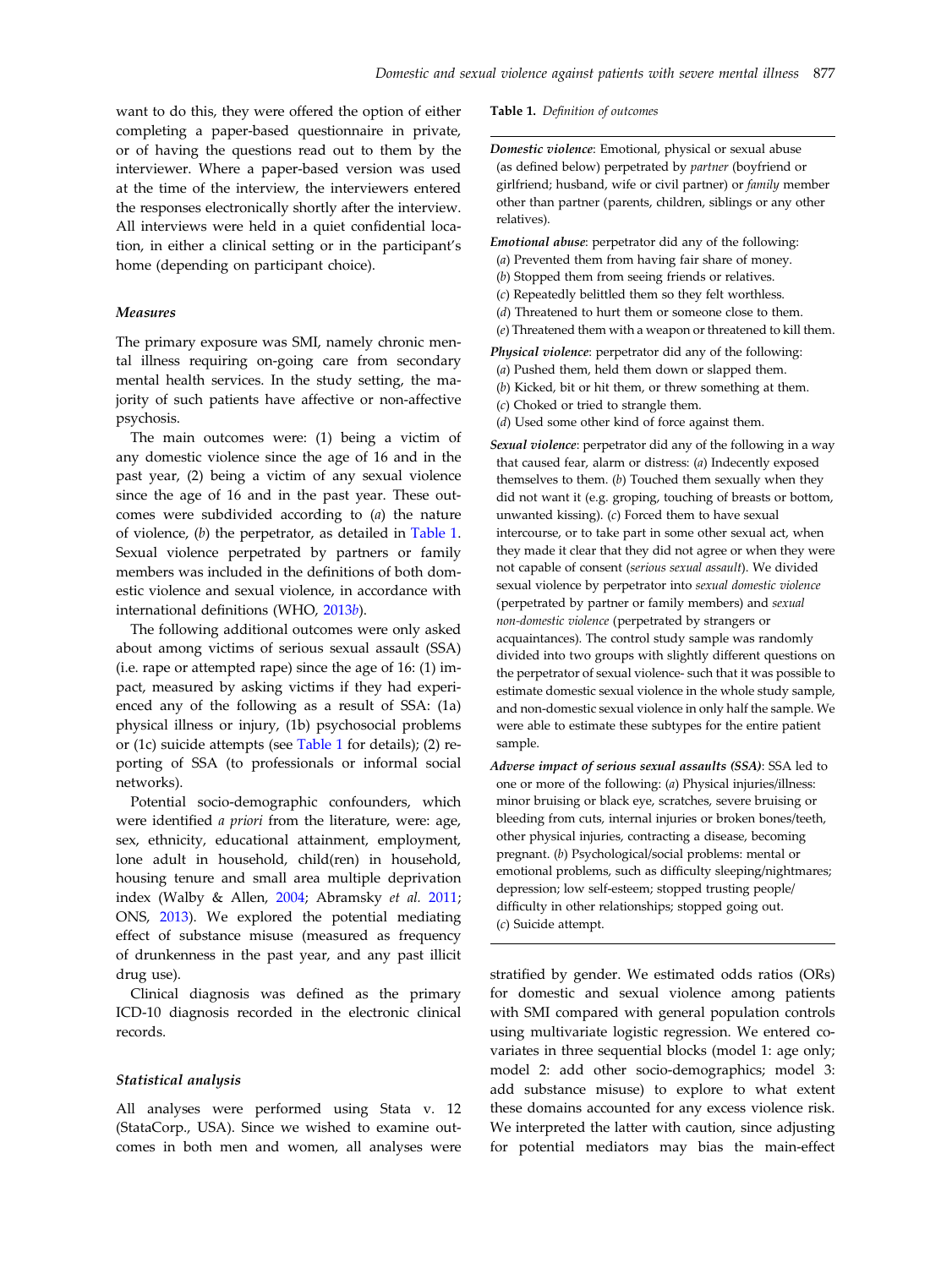want to do this, they were offered the option of either completing a paper-based questionnaire in private, or of having the questions read out to them by the interviewer. Where a paper-based version was used at the time of the interview, the interviewers entered the responses electronically shortly after the interview. All interviews were held in a quiet confidential location, in either a clinical setting or in the participant's home (depending on participant choice).

### *Measures*

The primary exposure was SMI, namely chronic mental illness requiring on-going care from secondary mental health services. In the study setting, the majority of such patients have affective or non-affective psychosis.

The main outcomes were: (1) being a victim of any domestic violence since the age of 16 and in the past year, (2) being a victim of any sexual violence since the age of 16 and in the past year. These outcomes were subdivided according to (*a*) the nature of violence, (*b*) the perpetrator, as detailed in Table 1. Sexual violence perpetrated by partners or family members was included in the definitions of both domestic violence and sexual violence, in accordance with international definitions (WHO, 2013*b*).

The following additional outcomes were only asked about among victims of serious sexual assault (SSA) (i.e. rape or attempted rape) since the age of 16: (1) impact, measured by asking victims if they had experienced any of the following as a result of SSA: (1a) physical illness or injury, (1b) psychosocial problems or (1c) suicide attempts (see Table 1 for details); (2) reporting of SSA (to professionals or informal social networks).

Potential socio-demographic confounders, which were identified *a priori* from the literature, were: age, sex, ethnicity, educational attainment, employment, lone adult in household, child(ren) in household, housing tenure and small area multiple deprivation index (Walby & Allen, 2004; Abramsky *et al.* 2011; ONS, 2013). We explored the potential mediating effect of substance misuse (measured as frequency of drunkenness in the past year, and any past illicit drug use).

Clinical diagnosis was defined as the primary ICD-10 diagnosis recorded in the electronic clinical records.

### *Statistical analysis*

All analyses were performed using Stata v. 12 (StataCorp., USA). Since we wished to examine outcomes in both men and women, all analyses were stratified by gender. We estimated odds ratios (ORs) for domestic and sexual violence among patients with SMI compared with general population controls using multivariate logistic regression. We entered covariates in three sequential blocks (model 1: age only; model 2: add other socio-demographics; model 3: add substance misuse) to explore to what extent these domains accounted for any excess violence risk. We interpreted the latter with caution, since adjusting for potential mediators may bias the main-effect

**Table 1.** *Definition of outcomes*

***Domestic violence***: Emotional, physical or sexual abuse (as defined below) perpetrated by *partner* (boyfriend or girlfriend; husband, wife or civil partner) or *family* member other than partner (parents, children, siblings or any other relatives).

***Emotional abuse***: perpetrator did any of the following:
(*a*) Prevented them from having fair share of money.
(*b*) Stopped them from seeing friends or relatives.
(*c*) Repeatedly belittled them so they felt worthless.
(*d*) Threatened to hurt them or someone close to them.
(*e*) Threatened them with a weapon or threatened to kill them.

***Physical violence***: perpetrator did any of the following:
(*a*) Pushed them, held them down or slapped them.
(*b*) Kicked, bit or hit them, or threw something at them.
(*c*) Choked or tried to strangle them.
(*d*) Used some other kind of force against them.

***Sexual violence***: perpetrator did any of the following in a way that caused fear, alarm or distress: (*a*) Indecently exposed themselves to them. (*b*) Touched them sexually when they did not want it (e.g. groping, touching of breasts or bottom, unwanted kissing). (*c*) Forced them to have sexual intercourse, or to take part in some other sexual act, when they made it clear that they did not agree or when they were not capable of consent (*serious sexual assault*). We divided sexual violence by perpetrator into *sexual domestic violence* (perpetrated by partner or family members) and *sexual non-domestic violence* (perpetrated by strangers or acquaintances). The control study sample was randomly divided into two groups with slightly different questions on the perpetrator of sexual violence- such that it was possible to estimate domestic sexual violence in the whole study sample, and non-domestic sexual violence in only half the sample. We were able to estimate these subtypes for the entire patient sample.

***Adverse impact of serious sexual assaults (SSA)***: SSA led to one or more of the following: (*a*) Physical injuries/illness: minor bruising or black eye, scratches, severe bruising or bleeding from cuts, internal injuries or broken bones/teeth, other physical injuries, contracting a disease, becoming pregnant. (*b*) Psychological/social problems: mental or emotional problems, such as difficulty sleeping/nightmares; depression; low self-esteem; stopped trusting people/difficulty in other relationships; stopped going out.
(*c*) Suicide attempt.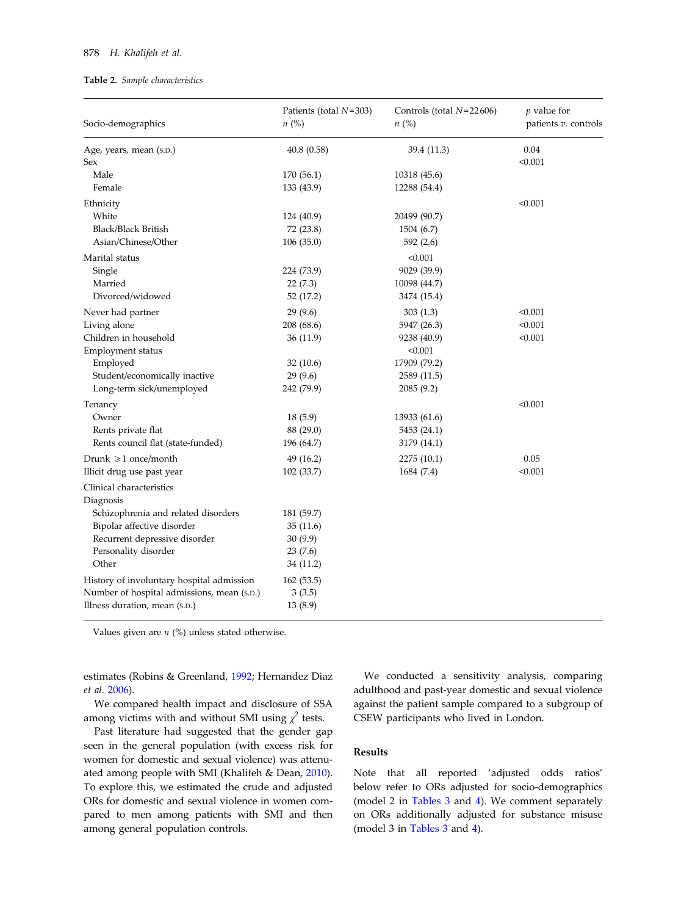**Table 2.** *Sample characteristics*

| Socio-demographics | Patients (total *N*=303) *n* (%) | Controls (total *N*=22 606) *n* (%) | *p* value for patients *v.* controls |
|---|---|---|---|
| Age, years, mean (S.D.) | 40.8 (0.58) | 39.4 (11.3) | 0.04 |
| Sex | | | <0.001 |
| Male | 170 (56.1) | 10318 (45.6) | |
| Female | 133 (43.9) | 12288 (54.4) | |
| Ethnicity | | | <0.001 |
| White | 124 (40.9) | 20499 (90.7) | |
| Black/Black British | 72 (23.8) | 1504 (6.7) | |
| Asian/Chinese/Other | 106 (35.0) | 592 (2.6) | |
| Marital status | | <0.001 | |
| Single | 224 (73.9) | 9029 (39.9) | |
| Married | 22 (7.3) | 10098 (44.7) | |
| Divorced/widowed | 52 (17.2) | 3474 (15.4) | |
| Never had partner | 29 (9.6) | 303 (1.3) | <0.001 |
| Living alone | 208 (68.6) | 5947 (26.3) | <0.001 |
| Children in household | 36 (11.9) | 9238 (40.9) | <0.001 |
| Employment status | | <0.001 | |
| Employed | 32 (10.6) | 17909 (79.2) | |
| Student/economically inactive | 29 (9.6) | 2589 (11.5) | |
| Long-term sick/unemployed | 242 (79.9) | 2085 (9.2) | |
| Tenancy | | | <0.001 |
| Owner | 18 (5.9) | 13933 (61.6) | |
| Rents private flat | 88 (29.0) | 5453 (24.1) | |
| Rents council flat (state-funded) | 196 (64.7) | 3179 (14.1) | |
| Drunk ⩾1 once/month | 49 (16.2) | 2275 (10.1) | 0.05 |
| Illicit drug use past year | 102 (33.7) | 1684 (7.4) | <0.001 |
| Clinical characteristics | | | |
| Diagnosis | | | |
| Schizophrenia and related disorders | 181 (59.7) | | |
| Bipolar affective disorder | 35 (11.6) | | |
| Recurrent depressive disorder | 30 (9.9) | | |
| Personality disorder | 23 (7.6) | | |
| Other | 34 (11.2) | | |
| History of involuntary hospital admission | 162 (53.5) | | |
| Number of hospital admissions, mean (S.D.) | 3 (3.5) | | |
| Illness duration, mean (S.D.) | 13 (8.9) | | |

Values given are *n* (%) unless stated otherwise.

estimates (Robins & Greenland, 1992; Hernandez Diaz *et al.* 2006).

We compared health impact and disclosure of SSA among victims with and without SMI using $\chi^2$ tests.

Past literature had suggested that the gender gap seen in the general population (with excess risk for women for domestic and sexual violence) was attenuated among people with SMI (Khalifeh & Dean, 2010). To explore this, we estimated the crude and adjusted ORs for domestic and sexual violence in women compared to men among patients with SMI and then among general population controls.

We conducted a sensitivity analysis, comparing adulthood and past-year domestic and sexual violence against the patient sample compared to a subgroup of CSEW participants who lived in London.

## Results

Note that all reported 'adjusted odds ratios' below refer to ORs adjusted for socio-demographics (model 2 in Tables 3 and 4). We comment separately on ORs additionally adjusted for substance misuse (model 3 in Tables 3 and 4).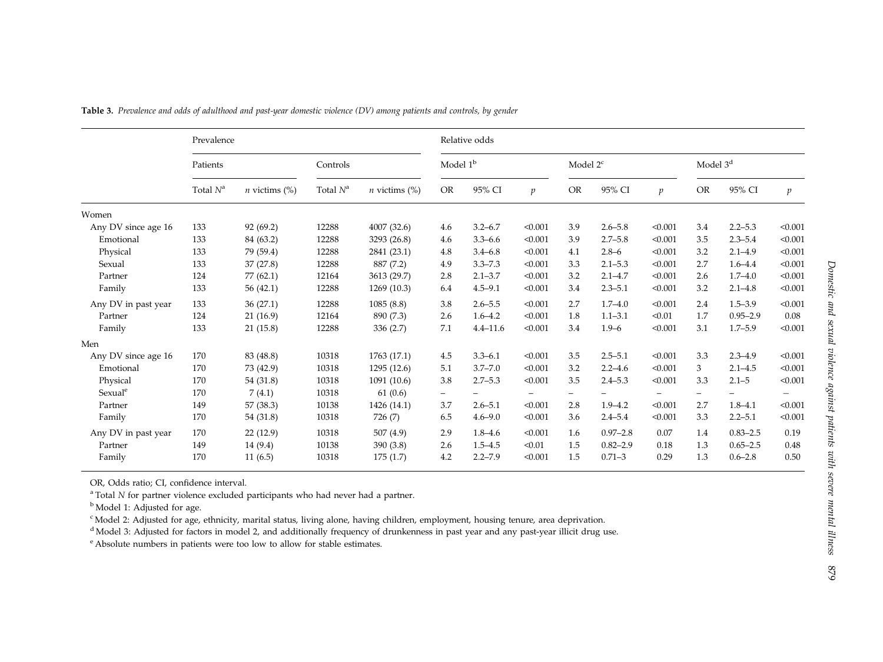**Table 3.** *Prevalence and odds of adulthood and past-year domestic violence (DV) among patients and controls, by gender*

| | Prevalence | | | | Relative odds | | | | | | | | |
|---|---|---|---|---|---|---|---|---|---|---|---|---|---|
| | Patients | | Controls | | Model 1[b] | | | Model 2[c] | | | Model 3[d] | | |
| | Total *N*[a] | *n* victims (%) | Total *N*[a] | *n* victims (%) | OR | 95% CI | *p* | OR | 95% CI | *p* | OR | 95% CI | *p* |
| Women | | | | | | | | | | | | | |
| Any DV since age 16 | 133 | 92 (69.2) | 12288 | 4007 (32.6) | 4.6 | 3.2–6.7 | <0.001 | 3.9 | 2.6–5.8 | <0.001 | 3.4 | 2.2–5.3 | <0.001 |
| Emotional | 133 | 84 (63.2) | 12288 | 3293 (26.8) | 4.6 | 3.3–6.6 | <0.001 | 3.9 | 2.7–5.8 | <0.001 | 3.5 | 2.3–5.4 | <0.001 |
| Physical | 133 | 79 (59.4) | 12288 | 2841 (23.1) | 4.8 | 3.4–6.8 | <0.001 | 4.1 | 2.8–6 | <0.001 | 3.2 | 2.1–4.9 | <0.001 |
| Sexual | 133 | 37 (27.8) | 12288 | 887 (7.2) | 4.9 | 3.3–7.3 | <0.001 | 3.3 | 2.1–5.3 | <0.001 | 2.7 | 1.6–4.4 | <0.001 |
| Partner | 124 | 77 (62.1) | 12164 | 3613 (29.7) | 2.8 | 2.1–3.7 | <0.001 | 3.2 | 2.1–4.7 | <0.001 | 2.6 | 1.7–4.0 | <0.001 |
| Family | 133 | 56 (42.1) | 12288 | 1269 (10.3) | 6.4 | 4.5–9.1 | <0.001 | 3.4 | 2.3–5.1 | <0.001 | 3.2 | 2.1–4.8 | <0.001 |
| Any DV in past year | 133 | 36 (27.1) | 12288 | 1085 (8.8) | 3.8 | 2.6–5.5 | <0.001 | 2.7 | 1.7–4.0 | <0.001 | 2.4 | 1.5–3.9 | <0.001 |
| Partner | 124 | 21 (16.9) | 12164 | 890 (7.3) | 2.6 | 1.6–4.2 | <0.001 | 1.8 | 1.1–3.1 | <0.01 | 1.7 | 0.95–2.9 | 0.08 |
| Family | 133 | 21 (15.8) | 12288 | 336 (2.7) | 7.1 | 4.4–11.6 | <0.001 | 3.4 | 1.9–6 | <0.001 | 3.1 | 1.7–5.9 | <0.001 |
| Men | | | | | | | | | | | | | |
| Any DV since age 16 | 170 | 83 (48.8) | 10318 | 1763 (17.1) | 4.5 | 3.3–6.1 | <0.001 | 3.5 | 2.5–5.1 | <0.001 | 3.3 | 2.3–4.9 | <0.001 |
| Emotional | 170 | 73 (42.9) | 10318 | 1295 (12.6) | 5.1 | 3.7–7.0 | <0.001 | 3.2 | 2.2–4.6 | <0.001 | 3 | 2.1–4.5 | <0.001 |
| Physical | 170 | 54 (31.8) | 10318 | 1091 (10.6) | 3.8 | 2.7–5.3 | <0.001 | 3.5 | 2.4–5.3 | <0.001 | 3.3 | 2.1–5 | <0.001 |
| Sexual[e] | 170 | 7 (4.1) | 10318 | 61 (0.6) | – | – | – | – | – | – | – | – | – |
| Partner | 149 | 57 (38.3) | 10138 | 1426 (14.1) | 3.7 | 2.6–5.1 | <0.001 | 2.8 | 1.9–4.2 | <0.001 | 2.7 | 1.8–4.1 | <0.001 |
| Family | 170 | 54 (31.8) | 10318 | 726 (7) | 6.5 | 4.6–9.0 | <0.001 | 3.6 | 2.4–5.4 | <0.001 | 3.3 | 2.2–5.1 | <0.001 |
| Any DV in past year | 170 | 22 (12.9) | 10318 | 507 (4.9) | 2.9 | 1.8–4.6 | <0.001 | 1.6 | 0.97–2.8 | 0.07 | 1.4 | 0.83–2.5 | 0.19 |
| Partner | 149 | 14 (9.4) | 10138 | 390 (3.8) | 2.6 | 1.5–4.5 | <0.01 | 1.5 | 0.82–2.9 | 0.18 | 1.3 | 0.65–2.5 | 0.48 |
| Family | 170 | 11 (6.5) | 10318 | 175 (1.7) | 4.2 | 2.2–7.9 | <0.001 | 1.5 | 0.71–3 | 0.29 | 1.3 | 0.6–2.8 | 0.50 |

OR, Odds ratio; CI, confidence interval.

[a] Total *N* for partner violence excluded participants who had never had a partner.

[b] Model 1: Adjusted for age.

[c] Model 2: Adjusted for age, ethnicity, marital status, living alone, having children, employment, housing tenure, area deprivation.

[d] Model 3: Adjusted for factors in model 2, and additionally frequency of drunkenness in past year and any past-year illicit drug use.

[e] Absolute numbers in patients were too low to allow for stable estimates.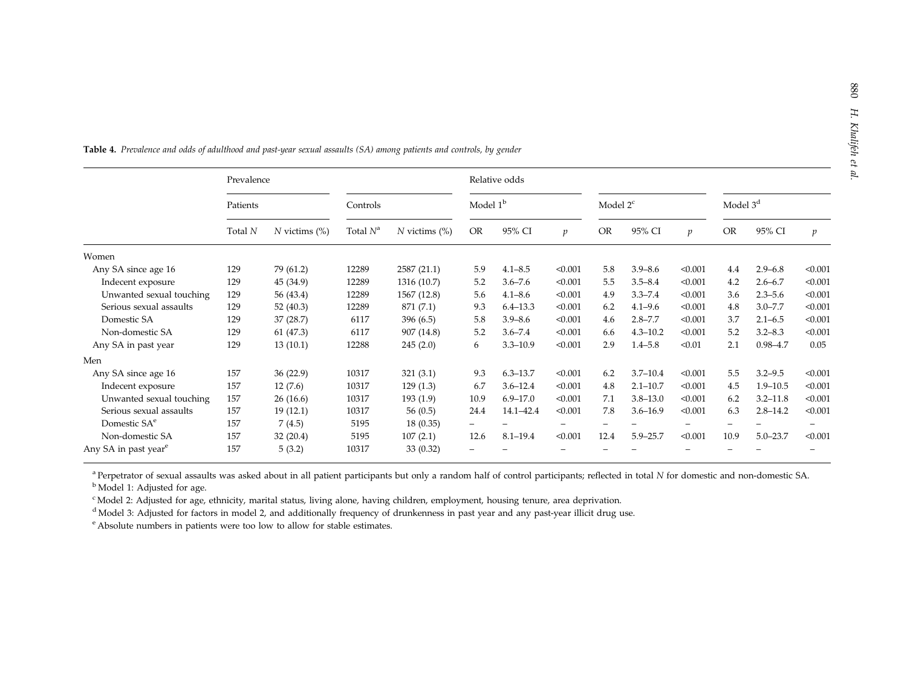**Table 4.** *Prevalence and odds of adulthood and past-year sexual assaults (SA) among patients and controls, by gender*

| | Prevalence | | | | Relative odds | | | | | | | | |
|---|---|---|---|---|---|---|---|---|---|---|---|---|---|
| | Patients | | Controls | | Model 1[b] | | | Model 2[c] | | | Model 3[d] | | |
| | Total *N* | *N* victims (%) | Total *N*[a] | *N* victims (%) | OR | 95% CI | *p* | OR | 95% CI | *p* | OR | 95% CI | *p* |
| Women | | | | | | | | | | | | | |
| Any SA since age 16 | 129 | 79 (61.2) | 12289 | 2587 (21.1) | 5.9 | 4.1–8.5 | <0.001 | 5.8 | 3.9–8.6 | <0.001 | 4.4 | 2.9–6.8 | <0.001 |
| Indecent exposure | 129 | 45 (34.9) | 12289 | 1316 (10.7) | 5.2 | 3.6–7.6 | <0.001 | 5.5 | 3.5–8.4 | <0.001 | 4.2 | 2.6–6.7 | <0.001 |
| Unwanted sexual touching | 129 | 56 (43.4) | 12289 | 1567 (12.8) | 5.6 | 4.1–8.6 | <0.001 | 4.9 | 3.3–7.4 | <0.001 | 3.6 | 2.3–5.6 | <0.001 |
| Serious sexual assaults | 129 | 52 (40.3) | 12289 | 871 (7.1) | 9.3 | 6.4–13.3 | <0.001 | 6.2 | 4.1–9.6 | <0.001 | 4.8 | 3.0–7.7 | <0.001 |
| Domestic SA | 129 | 37 (28.7) | 6117 | 396 (6.5) | 5.8 | 3.9–8.6 | <0.001 | 4.6 | 2.8–7.7 | <0.001 | 3.7 | 2.1–6.5 | <0.001 |
| Non-domestic SA | 129 | 61 (47.3) | 6117 | 907 (14.8) | 5.2 | 3.6–7.4 | <0.001 | 6.6 | 4.3–10.2 | <0.001 | 5.2 | 3.2–8.3 | <0.001 |
| Any SA in past year | 129 | 13 (10.1) | 12288 | 245 (2.0) | 6 | 3.3–10.9 | <0.001 | 2.9 | 1.4–5.8 | <0.01 | 2.1 | 0.98–4.7 | 0.05 |
| Men | | | | | | | | | | | | | |
| Any SA since age 16 | 157 | 36 (22.9) | 10317 | 321 (3.1) | 9.3 | 6.3–13.7 | <0.001 | 6.2 | 3.7–10.4 | <0.001 | 5.5 | 3.2–9.5 | <0.001 |
| Indecent exposure | 157 | 12 (7.6) | 10317 | 129 (1.3) | 6.7 | 3.6–12.4 | <0.001 | 4.8 | 2.1–10.7 | <0.001 | 4.5 | 1.9–10.5 | <0.001 |
| Unwanted sexual touching | 157 | 26 (16.6) | 10317 | 193 (1.9) | 10.9 | 6.9–17.0 | <0.001 | 7.1 | 3.8–13.0 | <0.001 | 6.2 | 3.2–11.8 | <0.001 |
| Serious sexual assaults | 157 | 19 (12.1) | 10317 | 56 (0.5) | 24.4 | 14.1–42.4 | <0.001 | 7.8 | 3.6–16.9 | <0.001 | 6.3 | 2.8–14.2 | <0.001 |
| Domestic SA[e] | 157 | 7 (4.5) | 5195 | 18 (0.35) | – | – | – | – | – | – | – | – | – |
| Non-domestic SA | 157 | 32 (20.4) | 5195 | 107 (2.1) | 12.6 | 8.1–19.4 | <0.001 | 12.4 | 5.9–25.7 | <0.001 | 10.9 | 5.0–23.7 | <0.001 |
| Any SA in past year[e] | 157 | 5 (3.2) | 10317 | 33 (0.32) | – | – | – | – | – | – | – | – | – |

[a] Perpetrator of sexual assaults was asked about in all patient participants but only a random half of control participants; reflected in total *N* for domestic and non-domestic SA.
[b] Model 1: Adjusted for age.
[c] Model 2: Adjusted for age, ethnicity, marital status, living alone, having children, employment, housing tenure, area deprivation.
[d] Model 3: Adjusted for factors in model 2, and additionally frequency of drunkenness in past year and any past-year illicit drug use.
[e] Absolute numbers in patients were too low to allow for stable estimates.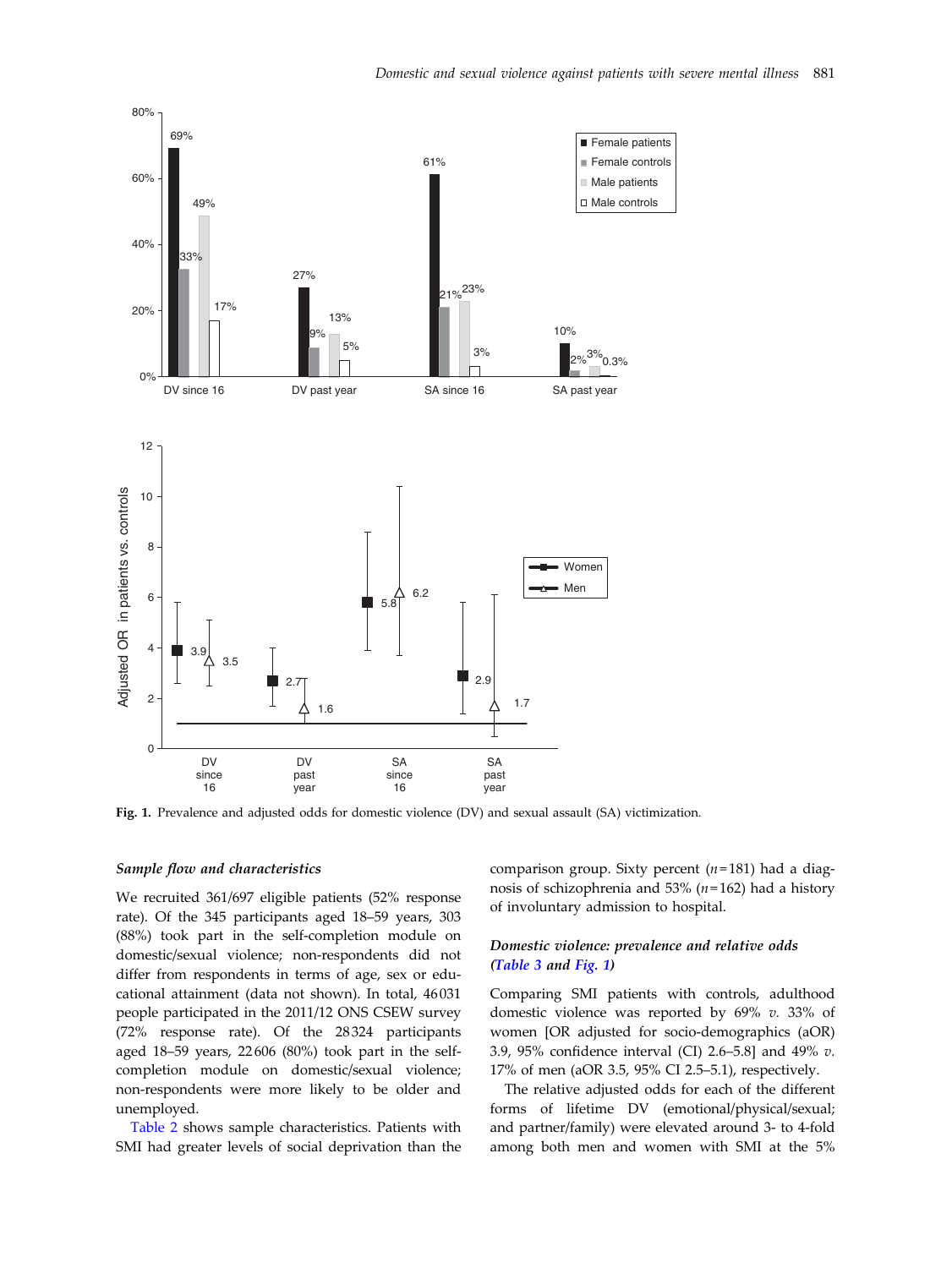Fig. 1. Prevalence and adjusted odds for domestic violence (DV) and sexual assault (SA) victimization.

### Sample flow and characteristics

We recruited 361/697 eligible patients (52% response rate). Of the 345 participants aged 18–59 years, 303 (88%) took part in the self-completion module on domestic/sexual violence; non-respondents did not differ from respondents in terms of age, sex or educational attainment (data not shown). In total, 46 031 people participated in the 2011/12 ONS CSEW survey (72% response rate). Of the 28 324 participants aged 18–59 years, 22 606 (80%) took part in the self-completion module on domestic/sexual violence; non-respondents were more likely to be older and unemployed.

Table 2 shows sample characteristics. Patients with SMI had greater levels of social deprivation than the comparison group. Sixty percent ($n$=181) had a diagnosis of schizophrenia and 53% ($n$=162) had a history of involuntary admission to hospital.

### Domestic violence: prevalence and relative odds (Table 3 and Fig. 1)

Comparing SMI patients with controls, adulthood domestic violence was reported by 69% *v.* 33% of women [OR adjusted for socio-demographics (aOR) 3.9, 95% confidence interval (CI) 2.6–5.8] and 49% *v.* 17% of men (aOR 3.5, 95% CI 2.5–5.1), respectively.

The relative adjusted odds for each of the different forms of lifetime DV (emotional/physical/sexual; and partner/family) were elevated around 3- to 4-fold among both men and women with SMI at the 5%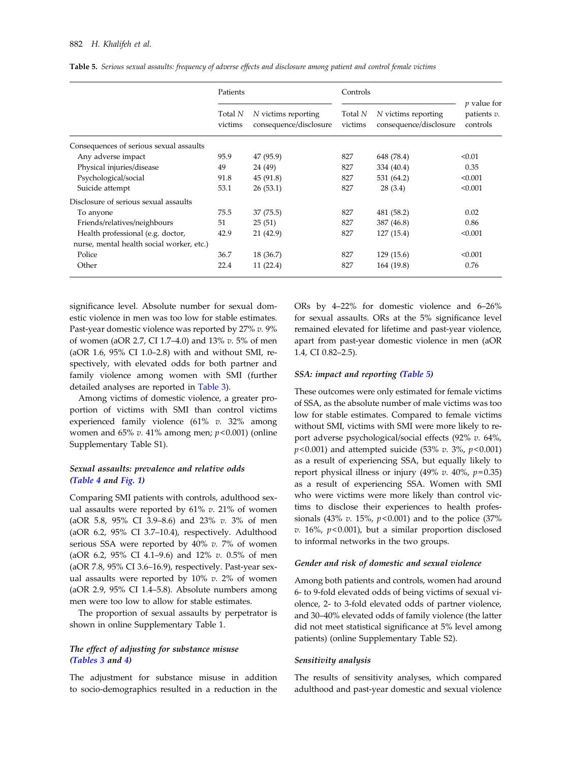**Table 5.** *Serious sexual assaults: frequency of adverse effects and disclosure among patient and control female victims*

| | Patients | | Controls | | *p* value for patients *v.* controls |
|---|---|---|---|---|---|
| | Total *N* victims | *N* victims reporting consequence/disclosure | Total *N* victims | *N* victims reporting consequence/disclosure | |
| Consequences of serious sexual assaults | | | | | |
| Any adverse impact | 95.9 | 47 (95.9) | 827 | 648 (78.4) | <0.01 |
| Physical injuries/disease | 49 | 24 (49) | 827 | 334 (40.4) | 0.35 |
| Psychological/social | 91.8 | 45 (91.8) | 827 | 531 (64.2) | <0.001 |
| Suicide attempt | 53.1 | 26 (53.1) | 827 | 28 (3.4) | <0.001 |
| Disclosure of serious sexual assaults | | | | | |
| To anyone | 75.5 | 37 (75.5) | 827 | 481 (58.2) | 0.02 |
| Friends/relatives/neighbours | 51 | 25 (51) | 827 | 387 (46.8) | 0.86 |
| Health professional (e.g. doctor, nurse, mental health social worker, etc.) | 42.9 | 21 (42.9) | 827 | 127 (15.4) | <0.001 |
| Police | 36.7 | 18 (36.7) | 827 | 129 (15.6) | <0.001 |
| Other | 22.4 | 11 (22.4) | 827 | 164 (19.8) | 0.76 |

significance level. Absolute number for sexual domestic violence in men was too low for stable estimates. Past-year domestic violence was reported by 27% *v.* 9% of women (aOR 2.7, CI 1.7–4.0) and 13% *v.* 5% of men (aOR 1.6, 95% CI 1.0–2.8) with and without SMI, respectively, with elevated odds for both partner and family violence among women with SMI (further detailed analyses are reported in Table 3).

Among victims of domestic violence, a greater proportion of victims with SMI than control victims experienced family violence (61% *v.* 32% among women and 65% *v.* 41% among men; $p<0.001$) (online Supplementary Table S1).

### *Sexual assaults: prevalence and relative odds (Table 4 and Fig. 1)*

Comparing SMI patients with controls, adulthood sexual assaults were reported by 61% *v.* 21% of women (aOR 5.8, 95% CI 3.9–8.6) and 23% *v.* 3% of men (aOR 6.2, 95% CI 3.7–10.4), respectively. Adulthood serious SSA were reported by 40% *v.* 7% of women (aOR 6.2, 95% CI 4.1–9.6) and 12% *v.* 0.5% of men (aOR 7.8, 95% CI 3.6–16.9), respectively. Past-year sexual assaults were reported by 10% *v.* 2% of women (aOR 2.9, 95% CI 1.4–5.8). Absolute numbers among men were too low to allow for stable estimates.

The proportion of sexual assaults by perpetrator is shown in online Supplementary Table 1.

### *The effect of adjusting for substance misuse (Tables 3 and 4)*

The adjustment for substance misuse in addition to socio-demographics resulted in a reduction in the ORs by 4–22% for domestic violence and 6–26% for sexual assaults. ORs at the 5% significance level remained elevated for lifetime and past-year violence, apart from past-year domestic violence in men (aOR 1.4, CI 0.82–2.5).

### *SSA: impact and reporting (Table 5)*

These outcomes were only estimated for female victims of SSA, as the absolute number of male victims was too low for stable estimates. Compared to female victims without SMI, victims with SMI were more likely to report adverse psychological/social effects (92% *v.* 64%, $p<0.001$) and attempted suicide (53% *v.* 3%, $p<0.001$) as a result of experiencing SSA, but equally likely to report physical illness or injury (49% *v.* 40%, $p=0.35$) as a result of experiencing SSA. Women with SMI who were victims were more likely than control victims to disclose their experiences to health professionals (43% *v.* 15%, $p<0.001$) and to the police (37% *v.* 16%, $p<0.001$), but a similar proportion disclosed to informal networks in the two groups.

### *Gender and risk of domestic and sexual violence*

Among both patients and controls, women had around 6- to 9-fold elevated odds of being victims of sexual violence, 2- to 3-fold elevated odds of partner violence, and 30–40% elevated odds of family violence (the latter did not meet statistical significance at 5% level among patients) (online Supplementary Table S2).

### *Sensitivity analysis*

The results of sensitivity analyses, which compared adulthood and past-year domestic and sexual violence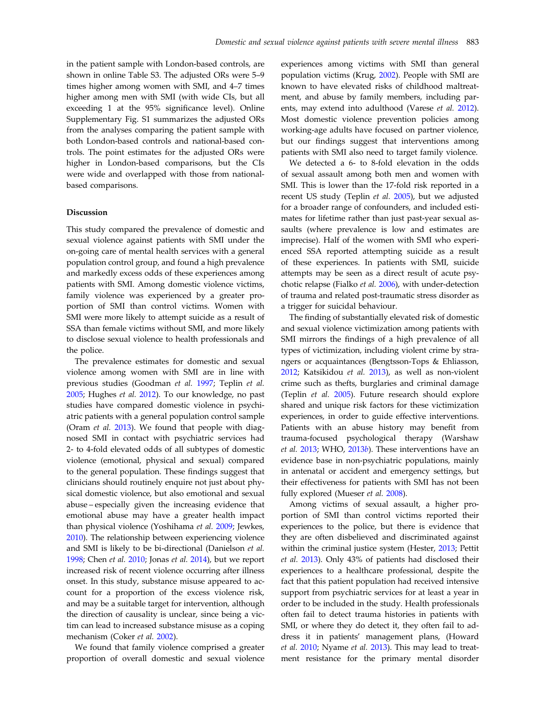in the patient sample with London-based controls, are shown in online Table S3. The adjusted ORs were 5–9 times higher among women with SMI, and 4–7 times higher among men with SMI (with wide CIs, but all exceeding 1 at the 95% significance level). Online Supplementary Fig. S1 summarizes the adjusted ORs from the analyses comparing the patient sample with both London-based controls and national-based controls. The point estimates for the adjusted ORs were higher in London-based comparisons, but the CIs were wide and overlapped with those from national-based comparisons.

## Discussion

This study compared the prevalence of domestic and sexual violence against patients with SMI under the on-going care of mental health services with a general population control group, and found a high prevalence and markedly excess odds of these experiences among patients with SMI. Among domestic violence victims, family violence was experienced by a greater proportion of SMI than control victims. Women with SMI were more likely to attempt suicide as a result of SSA than female victims without SMI, and more likely to disclose sexual violence to health professionals and the police.

The prevalence estimates for domestic and sexual violence among women with SMI are in line with previous studies (Goodman *et al.* 1997; Teplin *et al.* 2005; Hughes *et al.* 2012). To our knowledge, no past studies have compared domestic violence in psychiatric patients with a general population control sample (Oram *et al.* 2013). We found that people with diagnosed SMI in contact with psychiatric services had 2- to 4-fold elevated odds of all subtypes of domestic violence (emotional, physical and sexual) compared to the general population. These findings suggest that clinicians should routinely enquire not just about physical domestic violence, but also emotional and sexual abuse – especially given the increasing evidence that emotional abuse may have a greater health impact than physical violence (Yoshihama *et al.* 2009; Jewkes, 2010). The relationship between experiencing violence and SMI is likely to be bi-directional (Danielson *et al.* 1998; Chen *et al.* 2010; Jonas *et al.* 2014), but we report increased risk of recent violence occurring after illness onset. In this study, substance misuse appeared to account for a proportion of the excess violence risk, and may be a suitable target for intervention, although the direction of causality is unclear, since being a victim can lead to increased substance misuse as a coping mechanism (Coker *et al.* 2002).

We found that family violence comprised a greater proportion of overall domestic and sexual violence experiences among victims with SMI than general population victims (Krug, 2002). People with SMI are known to have elevated risks of childhood maltreatment, and abuse by family members, including parents, may extend into adulthood (Varese *et al.* 2012). Most domestic violence prevention policies among working-age adults have focused on partner violence, but our findings suggest that interventions among patients with SMI also need to target family violence.

We detected a 6- to 8-fold elevation in the odds of sexual assault among both men and women with SMI. This is lower than the 17-fold risk reported in a recent US study (Teplin *et al.* 2005), but we adjusted for a broader range of confounders, and included estimates for lifetime rather than just past-year sexual assaults (where prevalence is low and estimates are imprecise). Half of the women with SMI who experienced SSA reported attempting suicide as a result of these experiences. In patients with SMI, suicide attempts may be seen as a direct result of acute psychotic relapse (Fialko *et al.* 2006), with under-detection of trauma and related post-traumatic stress disorder as a trigger for suicidal behaviour.

The finding of substantially elevated risk of domestic and sexual violence victimization among patients with SMI mirrors the findings of a high prevalence of all types of victimization, including violent crime by strangers or acquaintances (Bengtsson-Tops & Ehliasson, 2012; Katsikidou *et al.* 2013), as well as non-violent crime such as thefts, burglaries and criminal damage (Teplin *et al.* 2005). Future research should explore shared and unique risk factors for these victimization experiences, in order to guide effective interventions. Patients with an abuse history may benefit from trauma-focused psychological therapy (Warshaw *et al.* 2013; WHO, 2013*b*). These interventions have an evidence base in non-psychiatric populations, mainly in antenatal or accident and emergency settings, but their effectiveness for patients with SMI has not been fully explored (Mueser *et al.* 2008).

Among victims of sexual assault, a higher proportion of SMI than control victims reported their experiences to the police, but there is evidence that they are often disbelieved and discriminated against within the criminal justice system (Hester, 2013; Pettit *et al.* 2013). Only 43% of patients had disclosed their experiences to a healthcare professional, despite the fact that this patient population had received intensive support from psychiatric services for at least a year in order to be included in the study. Health professionals often fail to detect trauma histories in patients with SMI, or where they do detect it, they often fail to address it in patients' management plans, (Howard *et al.* 2010; Nyame *et al.* 2013). This may lead to treatment resistance for the primary mental disorder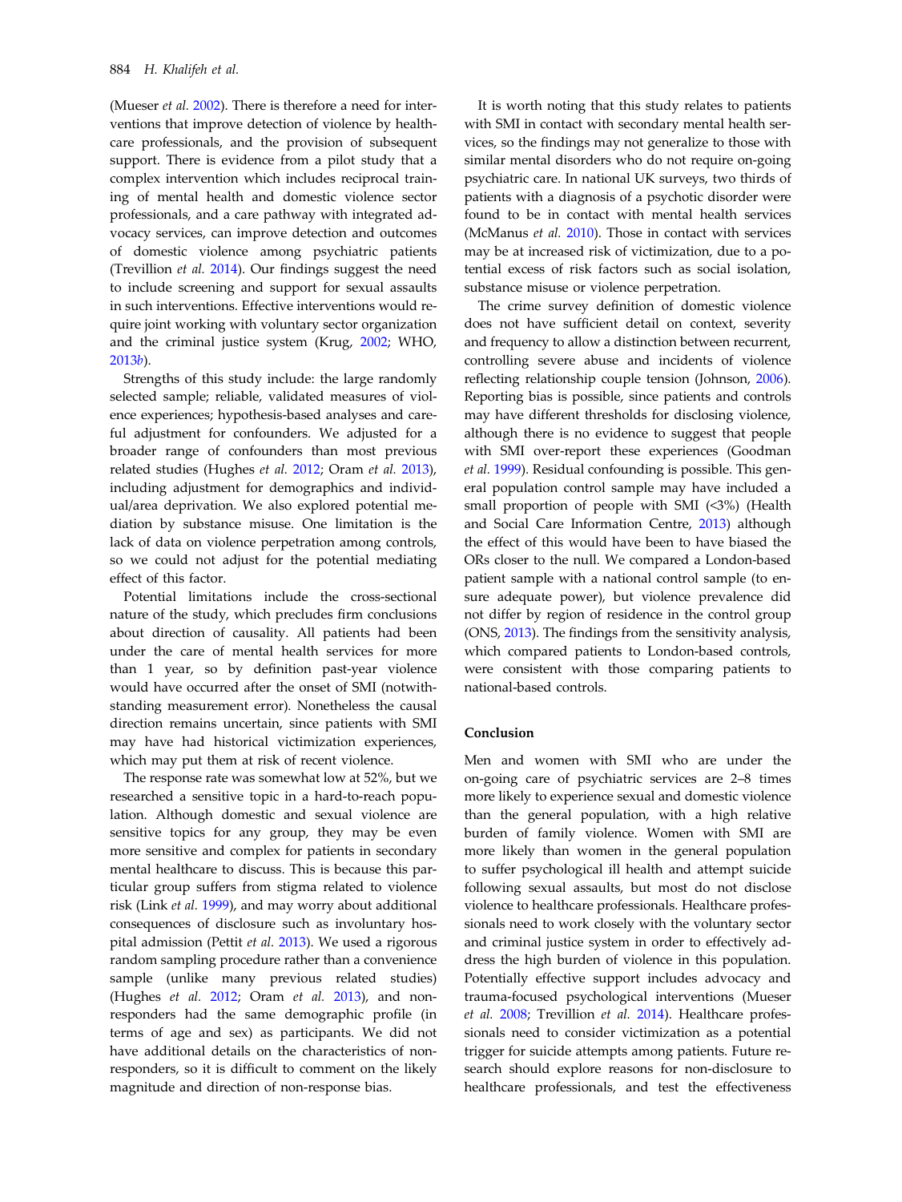(Mueser *et al.* 2002). There is therefore a need for interventions that improve detection of violence by healthcare professionals, and the provision of subsequent support. There is evidence from a pilot study that a complex intervention which includes reciprocal training of mental health and domestic violence sector professionals, and a care pathway with integrated advocacy services, can improve detection and outcomes of domestic violence among psychiatric patients (Trevillion *et al.* 2014). Our findings suggest the need to include screening and support for sexual assaults in such interventions. Effective interventions would require joint working with voluntary sector organization and the criminal justice system (Krug, 2002; WHO, 2013*b*).

Strengths of this study include: the large randomly selected sample; reliable, validated measures of violence experiences; hypothesis-based analyses and careful adjustment for confounders. We adjusted for a broader range of confounders than most previous related studies (Hughes *et al.* 2012; Oram *et al.* 2013), including adjustment for demographics and individual/area deprivation. We also explored potential mediation by substance misuse. One limitation is the lack of data on violence perpetration among controls, so we could not adjust for the potential mediating effect of this factor.

Potential limitations include the cross-sectional nature of the study, which precludes firm conclusions about direction of causality. All patients had been under the care of mental health services for more than 1 year, so by definition past-year violence would have occurred after the onset of SMI (notwithstanding measurement error). Nonetheless the causal direction remains uncertain, since patients with SMI may have had historical victimization experiences, which may put them at risk of recent violence.

The response rate was somewhat low at 52%, but we researched a sensitive topic in a hard-to-reach population. Although domestic and sexual violence are sensitive topics for any group, they may be even more sensitive and complex for patients in secondary mental healthcare to discuss. This is because this particular group suffers from stigma related to violence risk (Link *et al.* 1999), and may worry about additional consequences of disclosure such as involuntary hospital admission (Pettit *et al.* 2013). We used a rigorous random sampling procedure rather than a convenience sample (unlike many previous related studies) (Hughes *et al.* 2012; Oram *et al.* 2013), and non-responders had the same demographic profile (in terms of age and sex) as participants. We did not have additional details on the characteristics of non-responders, so it is difficult to comment on the likely magnitude and direction of non-response bias.

It is worth noting that this study relates to patients with SMI in contact with secondary mental health services, so the findings may not generalize to those with similar mental disorders who do not require on-going psychiatric care. In national UK surveys, two thirds of patients with a diagnosis of a psychotic disorder were found to be in contact with mental health services (McManus *et al.* 2010). Those in contact with services may be at increased risk of victimization, due to a potential excess of risk factors such as social isolation, substance misuse or violence perpetration.

The crime survey definition of domestic violence does not have sufficient detail on context, severity and frequency to allow a distinction between recurrent, controlling severe abuse and incidents of violence reflecting relationship couple tension (Johnson, 2006). Reporting bias is possible, since patients and controls may have different thresholds for disclosing violence, although there is no evidence to suggest that people with SMI over-report these experiences (Goodman *et al.* 1999). Residual confounding is possible. This general population control sample may have included a small proportion of people with SMI (<3%) (Health and Social Care Information Centre, 2013) although the effect of this would have been to have biased the ORs closer to the null. We compared a London-based patient sample with a national control sample (to ensure adequate power), but violence prevalence did not differ by region of residence in the control group (ONS, 2013). The findings from the sensitivity analysis, which compared patients to London-based controls, were consistent with those comparing patients to national-based controls.

## Conclusion

Men and women with SMI who are under the on-going care of psychiatric services are 2–8 times more likely to experience sexual and domestic violence than the general population, with a high relative burden of family violence. Women with SMI are more likely than women in the general population to suffer psychological ill health and attempt suicide following sexual assaults, but most do not disclose violence to healthcare professionals. Healthcare professionals need to work closely with the voluntary sector and criminal justice system in order to effectively address the high burden of violence in this population. Potentially effective support includes advocacy and trauma-focused psychological interventions (Mueser *et al.* 2008; Trevillion *et al.* 2014). Healthcare professionals need to consider victimization as a potential trigger for suicide attempts among patients. Future research should explore reasons for non-disclosure to healthcare professionals, and test the effectiveness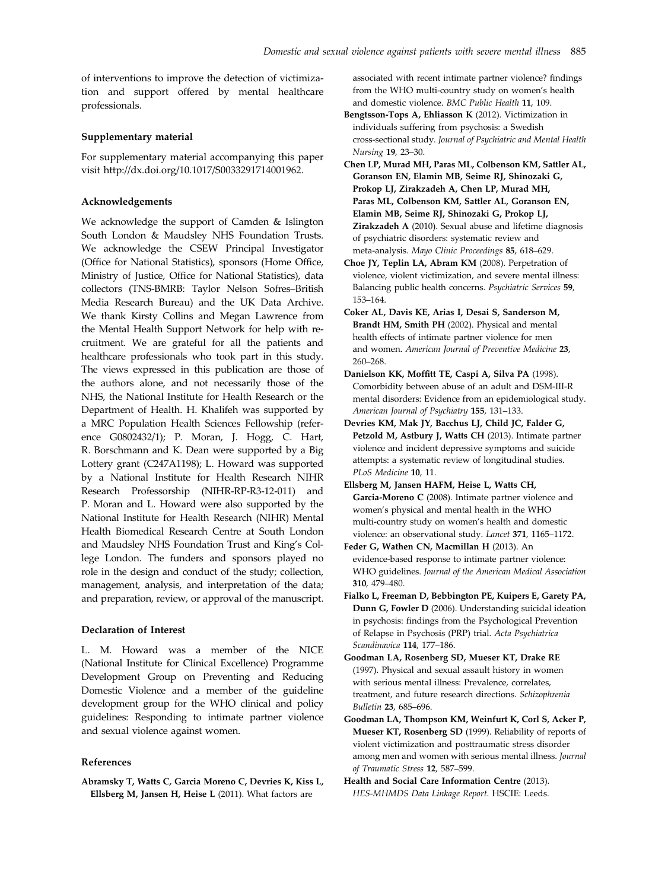of interventions to improve the detection of victimization and support offered by mental healthcare professionals.

### Supplementary material

For supplementary material accompanying this paper visit http://dx.doi.org/10.1017/S0033291714001962.

### Acknowledgements

We acknowledge the support of Camden & Islington South London & Maudsley NHS Foundation Trusts. We acknowledge the CSEW Principal Investigator (Office for National Statistics), sponsors (Home Office, Ministry of Justice, Office for National Statistics), data collectors (TNS-BMRB: Taylor Nelson Sofres–British Media Research Bureau) and the UK Data Archive. We thank Kirsty Collins and Megan Lawrence from the Mental Health Support Network for help with recruitment. We are grateful for all the patients and healthcare professionals who took part in this study. The views expressed in this publication are those of the authors alone, and not necessarily those of the NHS, the National Institute for Health Research or the Department of Health. H. Khalifeh was supported by a MRC Population Health Sciences Fellowship (reference G0802432/1); P. Moran, J. Hogg, C. Hart, R. Borschmann and K. Dean were supported by a Big Lottery grant (C247A1198); L. Howard was supported by a National Institute for Health Research NIHR Research Professorship (NIHR-RP-R3-12-011) and P. Moran and L. Howard were also supported by the National Institute for Health Research (NIHR) Mental Health Biomedical Research Centre at South London and Maudsley NHS Foundation Trust and King's College London. The funders and sponsors played no role in the design and conduct of the study; collection, management, analysis, and interpretation of the data; and preparation, review, or approval of the manuscript.

### Declaration of Interest

L. M. Howard was a member of the NICE (National Institute for Clinical Excellence) Programme Development Group on Preventing and Reducing Domestic Violence and a member of the guideline development group for the WHO clinical and policy guidelines: Responding to intimate partner violence and sexual violence against women.

### References

**Abramsky T, Watts C, Garcia Moreno C, Devries K, Kiss L, Ellsberg M, Jansen H, Heise L** (2011). What factors are associated with recent intimate partner violence? findings from the WHO multi-country study on women's health and domestic violence. *BMC Public Health* **11**, 109.

**Bengtsson-Tops A, Ehliasson K** (2012). Victimization in individuals suffering from psychosis: a Swedish cross-sectional study. *Journal of Psychiatric and Mental Health Nursing* **19**, 23–30.

**Chen LP, Murad MH, Paras ML, Colbenson KM, Sattler AL, Goranson EN, Elamin MB, Seime RJ, Shinozaki G, Prokop LJ, Zirakzadeh A, Chen LP, Murad MH, Paras ML, Colbenson KM, Sattler AL, Goranson EN, Elamin MB, Seime RJ, Shinozaki G, Prokop LJ, Zirakzadeh A** (2010). Sexual abuse and lifetime diagnosis of psychiatric disorders: systematic review and meta-analysis. *Mayo Clinic Proceedings* **85**, 618–629.

**Choe JY, Teplin LA, Abram KM** (2008). Perpetration of violence, violent victimization, and severe mental illness: Balancing public health concerns. *Psychiatric Services* **59**, 153–164.

**Coker AL, Davis KE, Arias I, Desai S, Sanderson M, Brandt HM, Smith PH** (2002). Physical and mental health effects of intimate partner violence for men and women. *American Journal of Preventive Medicine* **23**, 260–268.

**Danielson KK, Moffitt TE, Caspi A, Silva PA** (1998). Comorbidity between abuse of an adult and DSM-III-R mental disorders: Evidence from an epidemiological study. *American Journal of Psychiatry* **155**, 131–133.

**Devries KM, Mak JY, Bacchus LJ, Child JC, Falder G, Petzold M, Astbury J, Watts CH** (2013). Intimate partner violence and incident depressive symptoms and suicide attempts: a systematic review of longitudinal studies. *PLoS Medicine* **10**, 11.

**Ellsberg M, Jansen HAFM, Heise L, Watts CH, Garcia-Moreno C** (2008). Intimate partner violence and women's physical and mental health in the WHO multi-country study on women's health and domestic violence: an observational study. *Lancet* **371**, 1165–1172.

**Feder G, Wathen CN, Macmillan H** (2013). An evidence-based response to intimate partner violence: WHO guidelines. *Journal of the American Medical Association* **310**, 479–480.

**Fialko L, Freeman D, Bebbington PE, Kuipers E, Garety PA, Dunn G, Fowler D** (2006). Understanding suicidal ideation in psychosis: findings from the Psychological Prevention of Relapse in Psychosis (PRP) trial. *Acta Psychiatrica Scandinavica* **114**, 177–186.

**Goodman LA, Rosenberg SD, Mueser KT, Drake RE** (1997). Physical and sexual assault history in women with serious mental illness: Prevalence, correlates, treatment, and future research directions. *Schizophrenia Bulletin* **23**, 685–696.

**Goodman LA, Thompson KM, Weinfurt K, Corl S, Acker P, Mueser KT, Rosenberg SD** (1999). Reliability of reports of violent victimization and posttraumatic stress disorder among men and women with serious mental illness. *Journal of Traumatic Stress* **12**, 587–599.

**Health and Social Care Information Centre** (2013). *HES-MHMDS Data Linkage Report*. HSCIE: Leeds.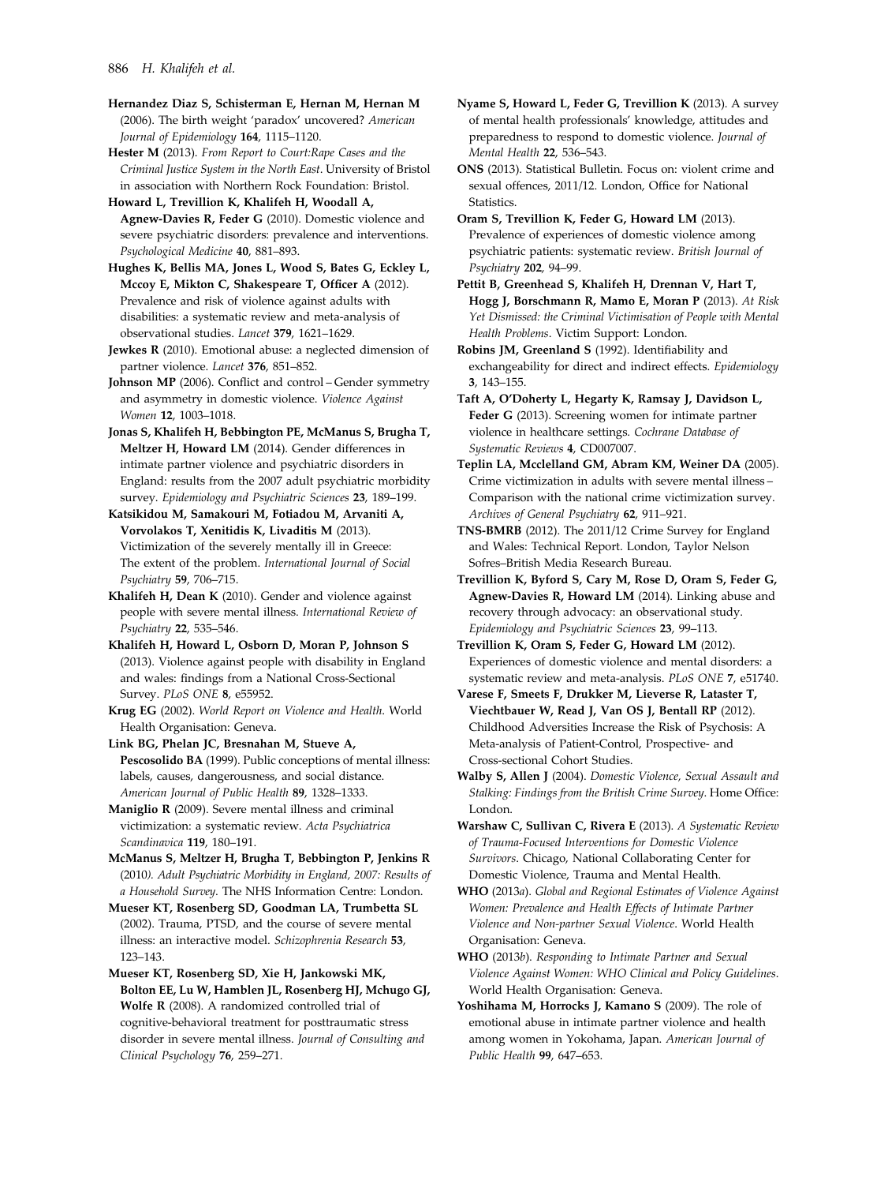**Hernandez Diaz S, Schisterman E, Hernan M, Hernan M** (2006). The birth weight 'paradox' uncovered? *American Journal of Epidemiology* **164**, 1115–1120.

**Hester M** (2013). *From Report to Court:Rape Cases and the Criminal Justice System in the North East*. University of Bristol in association with Northern Rock Foundation: Bristol.

**Howard L, Trevillion K, Khalifeh H, Woodall A, Agnew-Davies R, Feder G** (2010). Domestic violence and severe psychiatric disorders: prevalence and interventions. *Psychological Medicine* **40**, 881–893.

**Hughes K, Bellis MA, Jones L, Wood S, Bates G, Eckley L, Mccoy E, Mikton C, Shakespeare T, Officer A** (2012). Prevalence and risk of violence against adults with disabilities: a systematic review and meta-analysis of observational studies. *Lancet* **379**, 1621–1629.

**Jewkes R** (2010). Emotional abuse: a neglected dimension of partner violence. *Lancet* **376**, 851–852.

**Johnson MP** (2006). Conflict and control – Gender symmetry and asymmetry in domestic violence. *Violence Against Women* **12**, 1003–1018.

**Jonas S, Khalifeh H, Bebbington PE, McManus S, Brugha T, Meltzer H, Howard LM** (2014). Gender differences in intimate partner violence and psychiatric disorders in England: results from the 2007 adult psychiatric morbidity survey. *Epidemiology and Psychiatric Sciences* **23**, 189–199.

**Katsikidou M, Samakouri M, Fotiadou M, Arvaniti A, Vorvolakos T, Xenitidis K, Livaditis M** (2013). Victimization of the severely mentally ill in Greece: The extent of the problem. *International Journal of Social Psychiatry* **59**, 706–715.

**Khalifeh H, Dean K** (2010). Gender and violence against people with severe mental illness. *International Review of Psychiatry* **22**, 535–546.

**Khalifeh H, Howard L, Osborn D, Moran P, Johnson S** (2013). Violence against people with disability in England and wales: findings from a National Cross-Sectional Survey. *PLoS ONE* **8**, e55952.

**Krug EG** (2002). *World Report on Violence and Health*. World Health Organisation: Geneva.

**Link BG, Phelan JC, Bresnahan M, Stueve A, Pescosolido BA** (1999). Public conceptions of mental illness: labels, causes, dangerousness, and social distance. *American Journal of Public Health* **89**, 1328–1333.

**Maniglio R** (2009). Severe mental illness and criminal victimization: a systematic review. *Acta Psychiatrica Scandinavica* **119**, 180–191.

**McManus S, Meltzer H, Brugha T, Bebbington P, Jenkins R** (2010*). Adult Psychiatric Morbidity in England, 2007: Results of a Household Survey*. The NHS Information Centre: London.

**Mueser KT, Rosenberg SD, Goodman LA, Trumbetta SL** (2002). Trauma, PTSD, and the course of severe mental illness: an interactive model. *Schizophrenia Research* **53**, 123–143.

**Mueser KT, Rosenberg SD, Xie H, Jankowski MK, Bolton EE, Lu W, Hamblen JL, Rosenberg HJ, Mchugo GJ, Wolfe R** (2008). A randomized controlled trial of cognitive-behavioral treatment for posttraumatic stress disorder in severe mental illness. *Journal of Consulting and Clinical Psychology* **76**, 259–271.

**Nyame S, Howard L, Feder G, Trevillion K** (2013). A survey of mental health professionals' knowledge, attitudes and preparedness to respond to domestic violence. *Journal of Mental Health* **22**, 536–543.

**ONS** (2013). Statistical Bulletin. Focus on: violent crime and sexual offences, 2011/12. London, Office for National Statistics.

**Oram S, Trevillion K, Feder G, Howard LM** (2013). Prevalence of experiences of domestic violence among psychiatric patients: systematic review. *British Journal of Psychiatry* **202**, 94–99.

**Pettit B, Greenhead S, Khalifeh H, Drennan V, Hart T, Hogg J, Borschmann R, Mamo E, Moran P** (2013). *At Risk Yet Dismissed: the Criminal Victimisation of People with Mental Health Problems*. Victim Support: London.

**Robins JM, Greenland S** (1992). Identifiability and exchangeability for direct and indirect effects. *Epidemiology* **3**, 143–155.

**Taft A, O'Doherty L, Hegarty K, Ramsay J, Davidson L, Feder G** (2013). Screening women for intimate partner violence in healthcare settings. *Cochrane Database of Systematic Reviews* **4**, CD007007.

**Teplin LA, Mcclelland GM, Abram KM, Weiner DA** (2005). Crime victimization in adults with severe mental illness – Comparison with the national crime victimization survey. *Archives of General Psychiatry* **62**, 911–921.

**TNS-BMRB** (2012). The 2011/12 Crime Survey for England and Wales: Technical Report. London, Taylor Nelson Sofres–British Media Research Bureau.

**Trevillion K, Byford S, Cary M, Rose D, Oram S, Feder G, Agnew-Davies R, Howard LM** (2014). Linking abuse and recovery through advocacy: an observational study. *Epidemiology and Psychiatric Sciences* **23**, 99–113.

**Trevillion K, Oram S, Feder G, Howard LM** (2012). Experiences of domestic violence and mental disorders: a systematic review and meta-analysis. *PLoS ONE* **7**, e51740.

**Varese F, Smeets F, Drukker M, Lieverse R, Lataster T, Viechtbauer W, Read J, Van OS J, Bentall RP** (2012). Childhood Adversities Increase the Risk of Psychosis: A Meta-analysis of Patient-Control, Prospective- and Cross-sectional Cohort Studies.

**Walby S, Allen J** (2004). *Domestic Violence, Sexual Assault and Stalking: Findings from the British Crime Survey*. Home Office: London.

**Warshaw C, Sullivan C, Rivera E** (2013). *A Systematic Review of Trauma-Focused Interventions for Domestic Violence Survivors*. Chicago, National Collaborating Center for Domestic Violence, Trauma and Mental Health.

**WHO** (2013*a*). *Global and Regional Estimates of Violence Against Women: Prevalence and Health Effects of Intimate Partner Violence and Non-partner Sexual Violence*. World Health Organisation: Geneva.

**WHO** (2013*b*). *Responding to Intimate Partner and Sexual Violence Against Women: WHO Clinical and Policy Guidelines*. World Health Organisation: Geneva.

**Yoshihama M, Horrocks J, Kamano S** (2009). The role of emotional abuse in intimate partner violence and health among women in Yokohama, Japan. *American Journal of Public Health* **99**, 647–653.